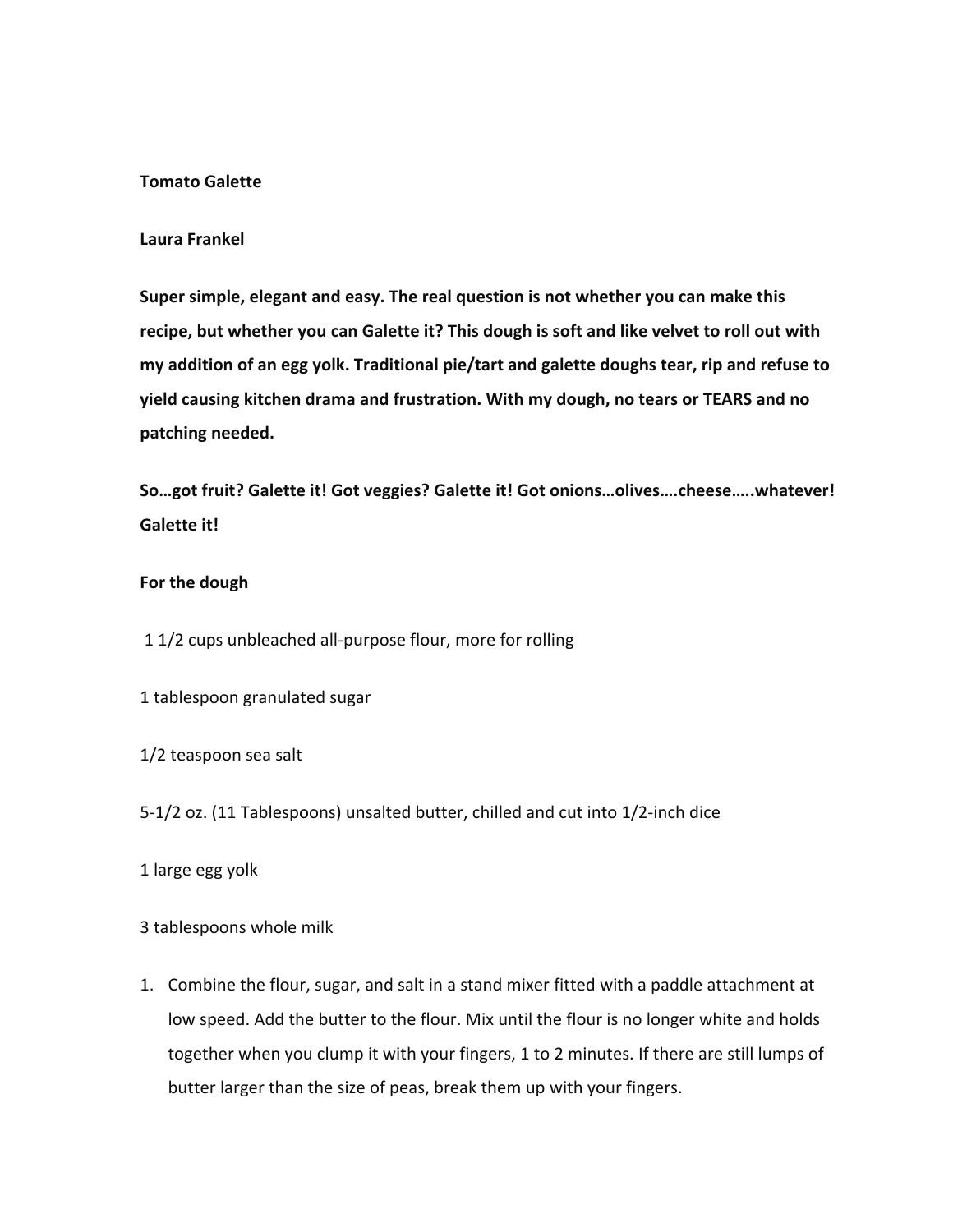**Tomato Galette**

**Laura Frankel**

**Super simple, elegant and easy. The real question is not whether you can make this recipe, but whether you can Galette it? This dough is soft and like velvet to roll out with my addition of an egg yolk. Traditional pie/tart and galette doughs tear, rip and refuse to yield causing kitchen drama and frustration. With my dough, no tears or TEARS and no patching needed.**

**So…got fruit? Galette it! Got veggies? Galette it! Got onions…olives….cheese…..whatever! Galette it!**

**For the dough**

1 1/2 cups unbleached all-purpose flour, more for rolling

1 tablespoon granulated sugar

1/2 teaspoon sea salt

5-1/2 oz. (11 Tablespoons) unsalted butter, chilled and cut into 1/2-inch dice

1 large egg yolk

3 tablespoons whole milk

1. Combine the flour, sugar, and salt in a stand mixer fitted with a paddle attachment at low speed. Add the butter to the flour. Mix until the flour is no longer white and holds together when you clump it with your fingers, 1 to 2 minutes. If there are still lumps of butter larger than the size of peas, break them up with your fingers.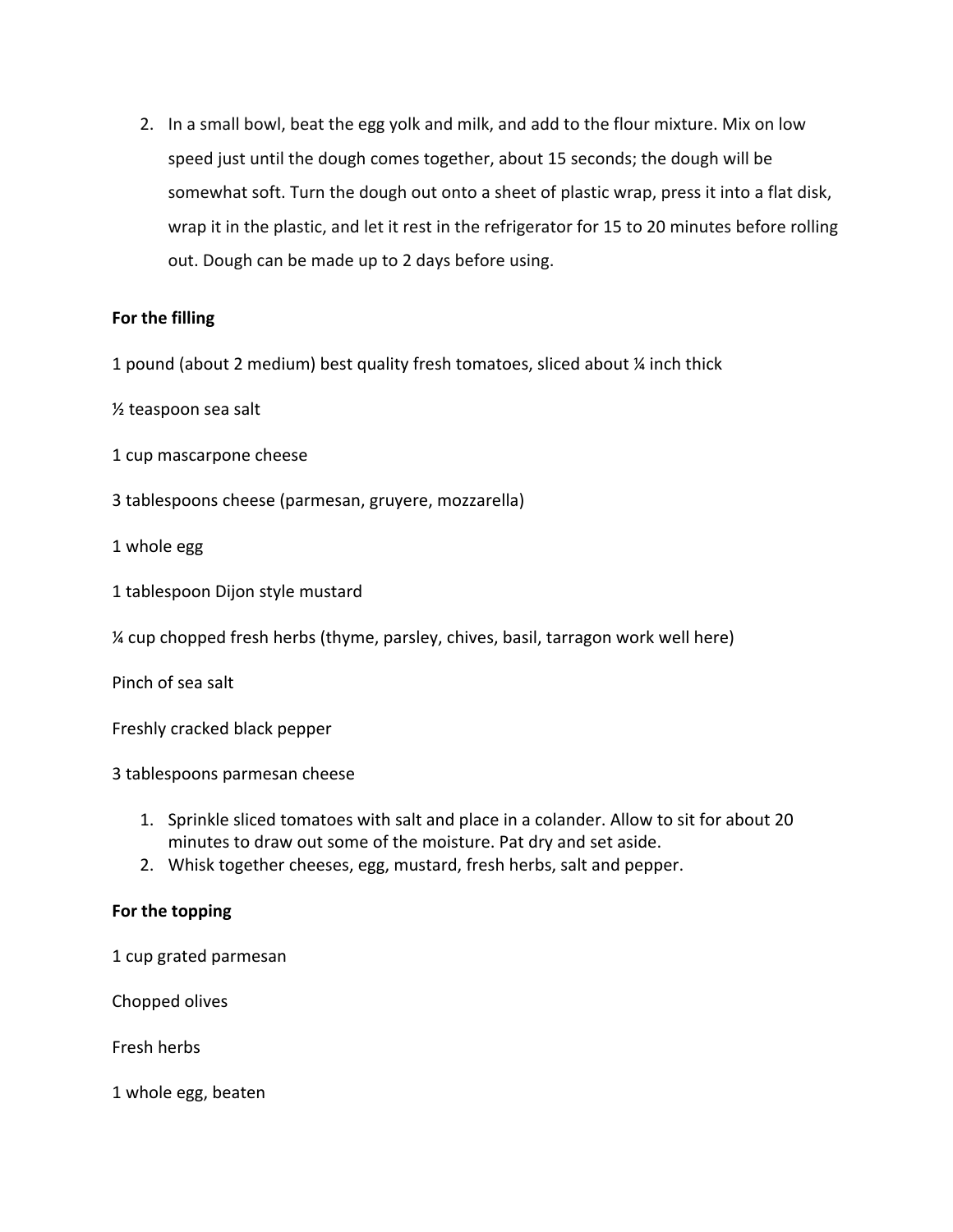2. In a small bowl, beat the egg yolk and milk, and add to the flour mixture. Mix on low speed just until the dough comes together, about 15 seconds; the dough will be somewhat soft. Turn the dough out onto a sheet of plastic wrap, press it into a flat disk, wrap it in the plastic, and let it rest in the refrigerator for 15 to 20 minutes before rolling out. Dough can be made up to 2 days before using.

**For the filling**

1 pound (about 2 medium) best quality fresh tomatoes, sliced about ¼ inch thick

½ teaspoon sea salt

1 cup mascarpone cheese

3 tablespoons cheese (parmesan, gruyere, mozzarella)

1 whole egg

1 tablespoon Dijon style mustard

¼ cup chopped fresh herbs (thyme, parsley, chives, basil, tarragon work well here)

Pinch of sea salt

Freshly cracked black pepper

3 tablespoons parmesan cheese

1. Sprinkle sliced tomatoes with salt and place in a colander. Allow to sit for about 20 minutes to draw out some of the moisture. Pat dry and set aside.
2. Whisk together cheeses, egg, mustard, fresh herbs, salt and pepper.

**For the topping**

1 cup grated parmesan

Chopped olives

Fresh herbs

1 whole egg, beaten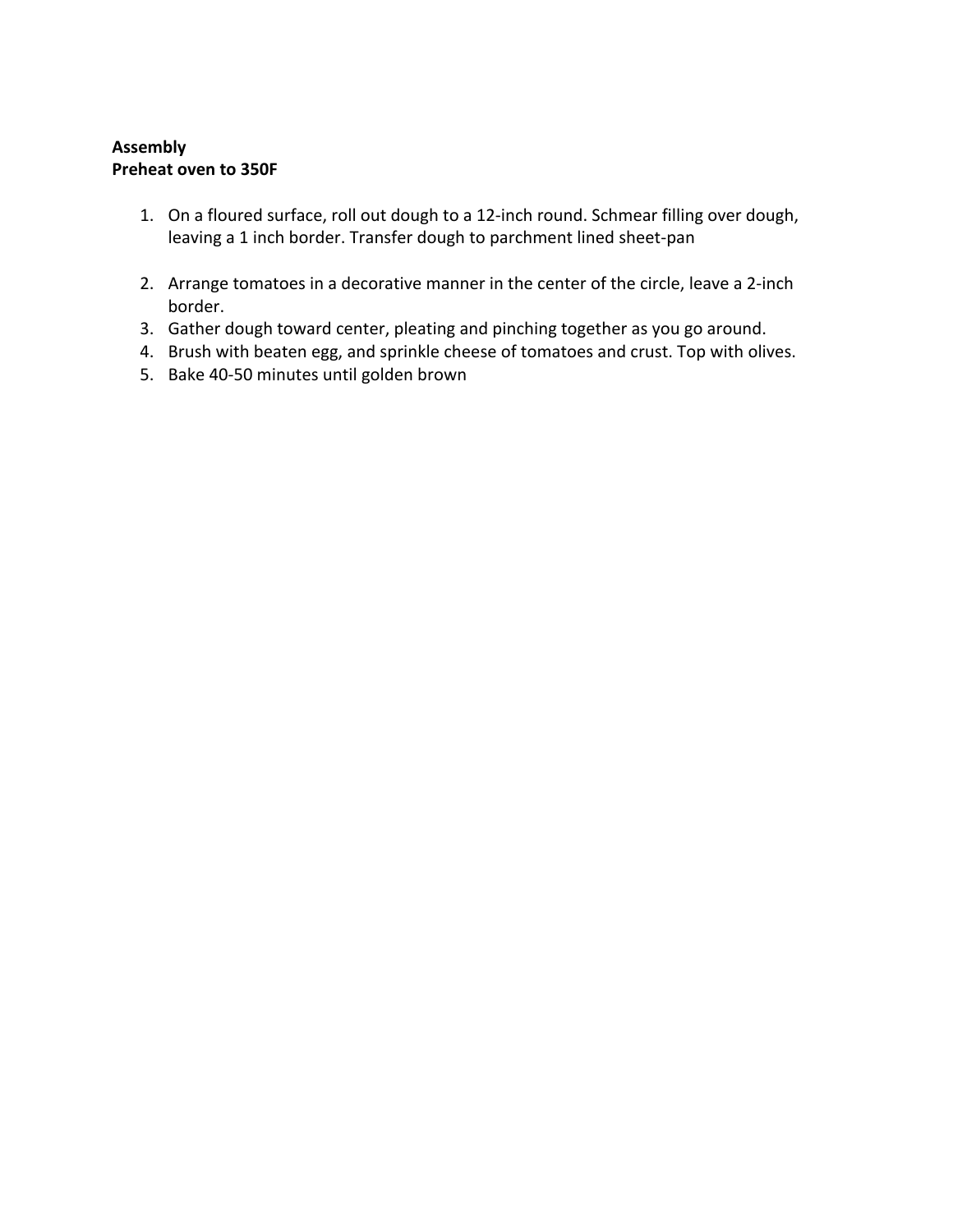**Assembly**
**Preheat oven to 350F**

1. On a floured surface, roll out dough to a 12-inch round. Schmear filling over dough, leaving a 1 inch border. Transfer dough to parchment lined sheet-pan

2. Arrange tomatoes in a decorative manner in the center of the circle, leave a 2-inch border.
3. Gather dough toward center, pleating and pinching together as you go around.
4. Brush with beaten egg, and sprinkle cheese of tomatoes and crust. Top with olives.
5. Bake 40-50 minutes until golden brown